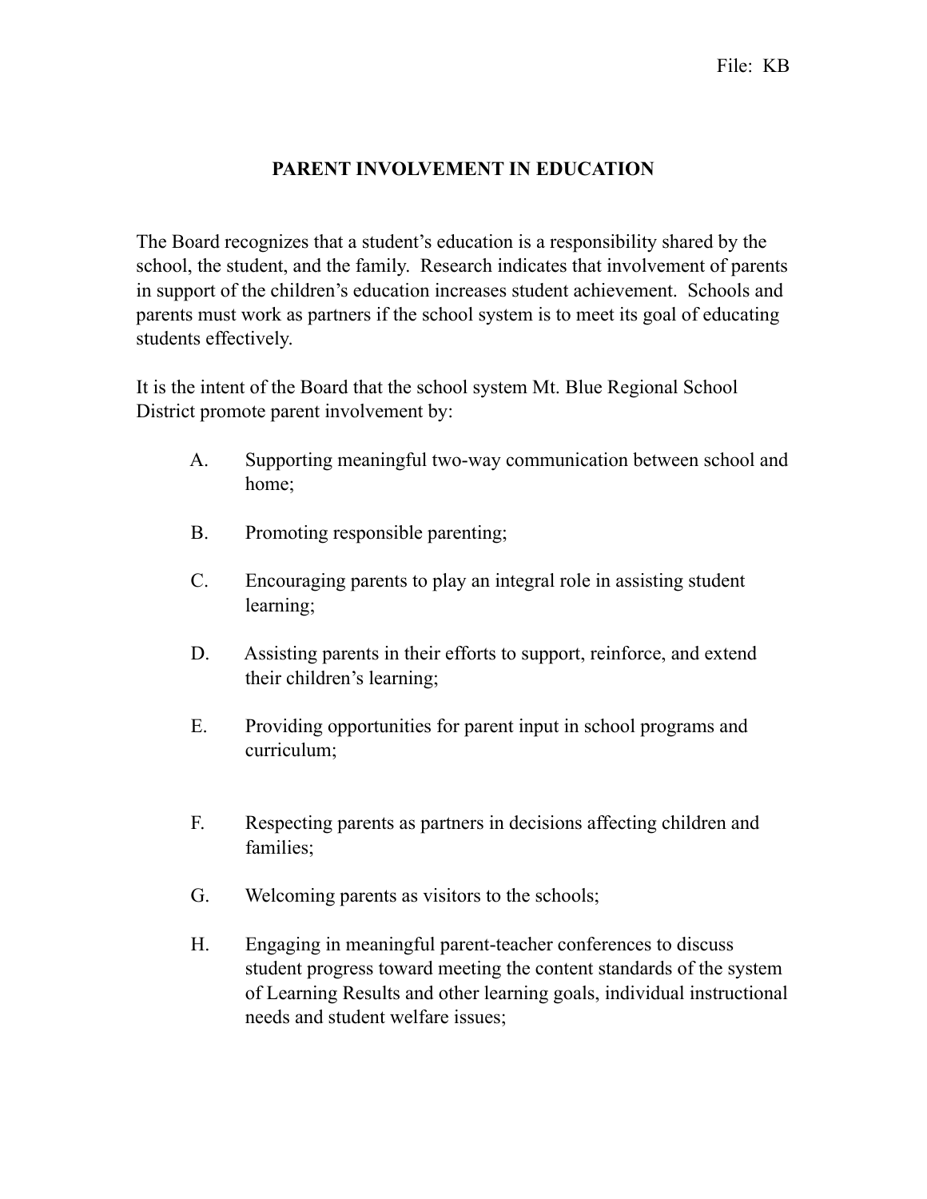File: KB

# PARENT INVOLVEMENT IN EDUCATION

The Board recognizes that a student's education is a responsibility shared by the school, the student, and the family. Research indicates that involvement of parents in support of the children's education increases student achievement. Schools and parents must work as partners if the school system is to meet its goal of educating students effectively.

It is the intent of the Board that the school system Mt. Blue Regional School District promote parent involvement by:

A. Supporting meaningful two-way communication between school and home;

B. Promoting responsible parenting;

C. Encouraging parents to play an integral role in assisting student learning;

D. Assisting parents in their efforts to support, reinforce, and extend their children's learning;

E. Providing opportunities for parent input in school programs and curriculum;

F. Respecting parents as partners in decisions affecting children and families;

G. Welcoming parents as visitors to the schools;

H. Engaging in meaningful parent-teacher conferences to discuss student progress toward meeting the content standards of the system of Learning Results and other learning goals, individual instructional needs and student welfare issues;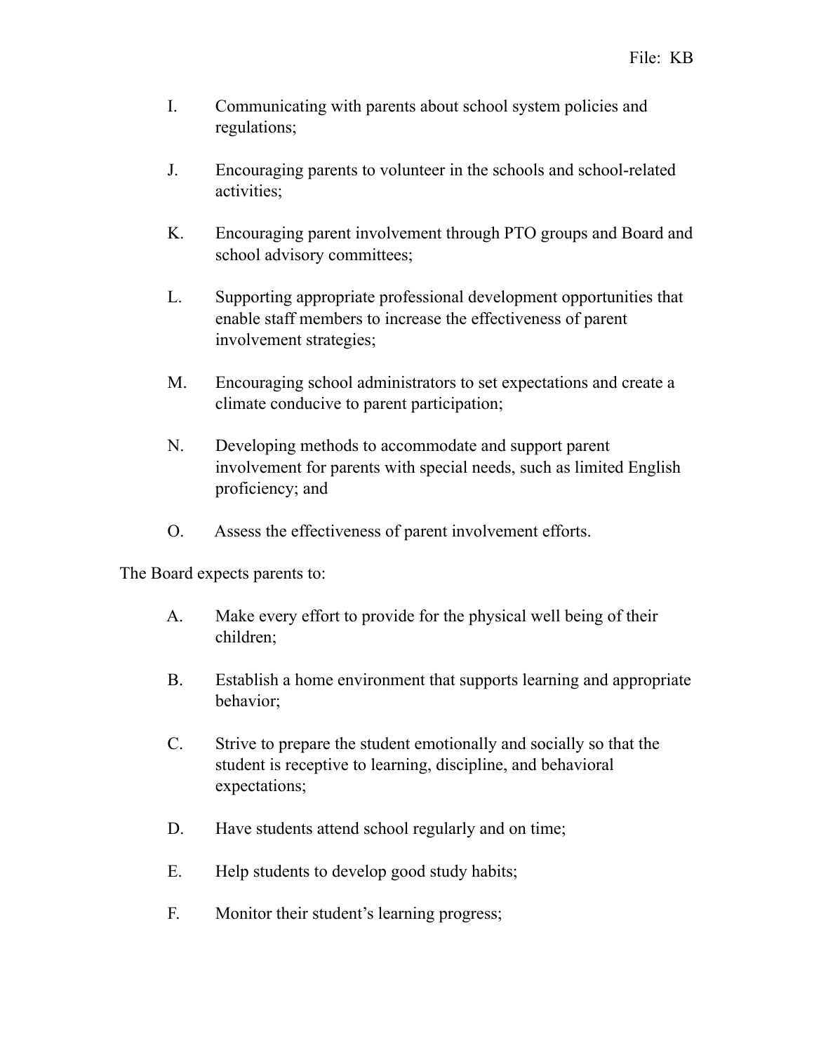I. Communicating with parents about school system policies and regulations;

J. Encouraging parents to volunteer in the schools and school-related activities;

K. Encouraging parent involvement through PTO groups and Board and school advisory committees;

L. Supporting appropriate professional development opportunities that enable staff members to increase the effectiveness of parent involvement strategies;

M. Encouraging school administrators to set expectations and create a climate conducive to parent participation;

N. Developing methods to accommodate and support parent involvement for parents with special needs, such as limited English proficiency; and

O. Assess the effectiveness of parent involvement efforts.

The Board expects parents to:

A. Make every effort to provide for the physical well being of their children;

B. Establish a home environment that supports learning and appropriate behavior;

C. Strive to prepare the student emotionally and socially so that the student is receptive to learning, discipline, and behavioral expectations;

D. Have students attend school regularly and on time;

E. Help students to develop good study habits;

F. Monitor their student's learning progress;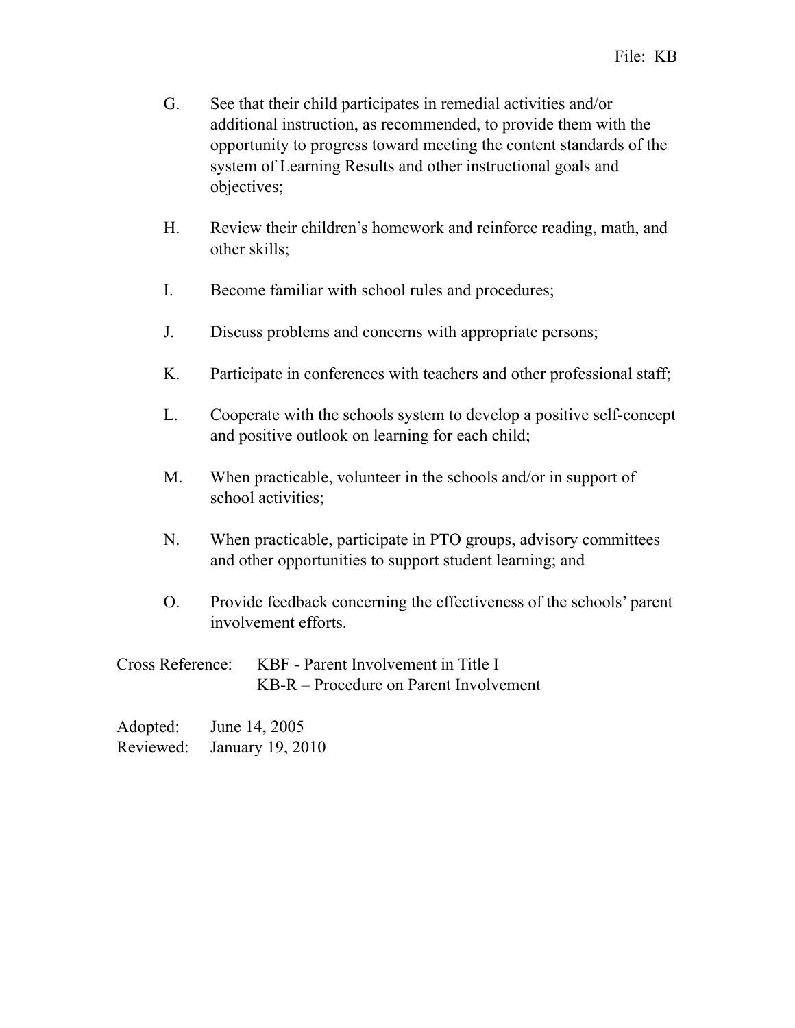G. See that their child participates in remedial activities and/or additional instruction, as recommended, to provide them with the opportunity to progress toward meeting the content standards of the system of Learning Results and other instructional goals and objectives;

H. Review their children's homework and reinforce reading, math, and other skills;

I. Become familiar with school rules and procedures;

J. Discuss problems and concerns with appropriate persons;

K. Participate in conferences with teachers and other professional staff;

L. Cooperate with the schools system to develop a positive self-concept and positive outlook on learning for each child;

M. When practicable, volunteer in the schools and/or in support of school activities;

N. When practicable, participate in PTO groups, advisory committees and other opportunities to support student learning; and

O. Provide feedback concerning the effectiveness of the schools' parent involvement efforts.

Cross Reference: KBF - Parent Involvement in Title I
KB-R – Procedure on Parent Involvement

Adopted: June 14, 2005
Reviewed: January 19, 2010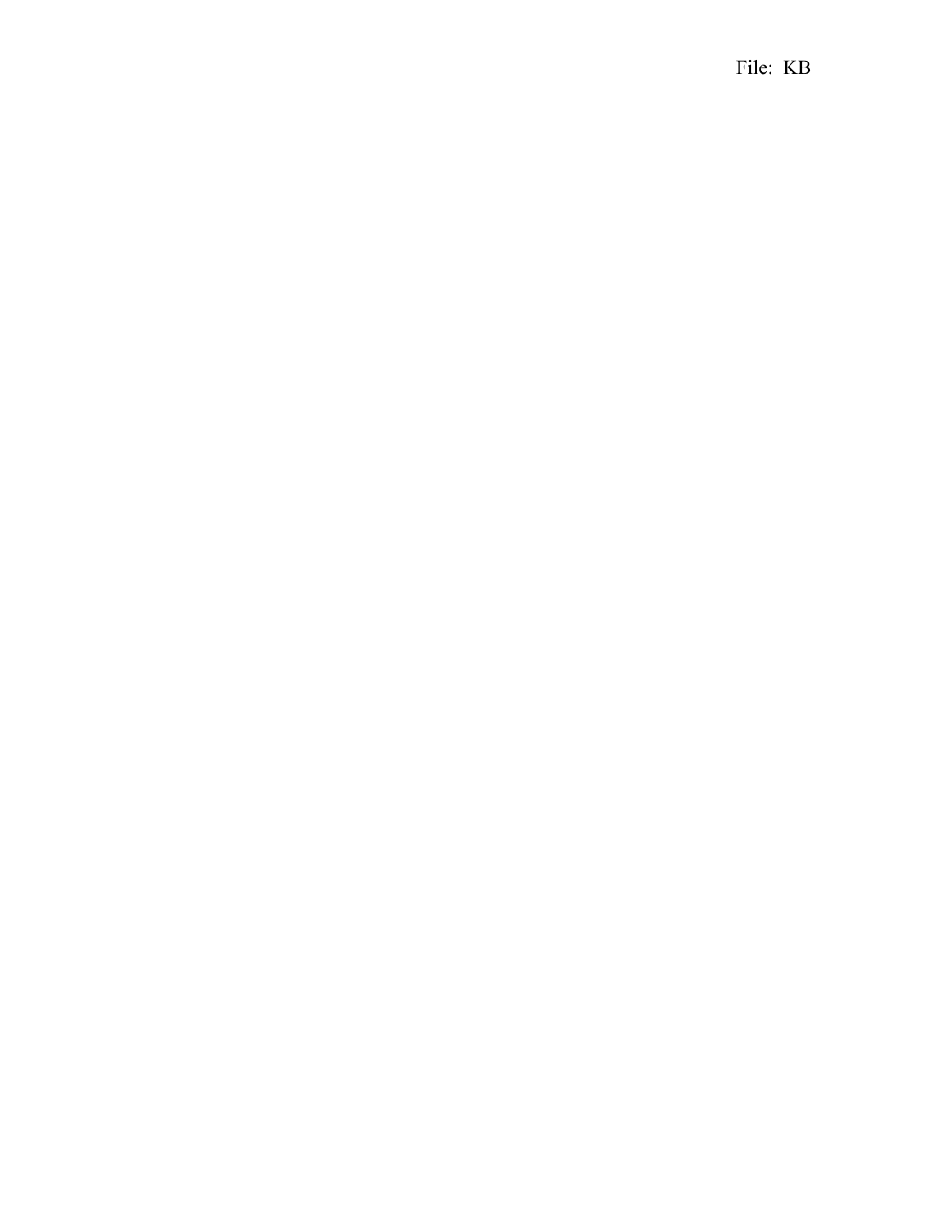File: KB